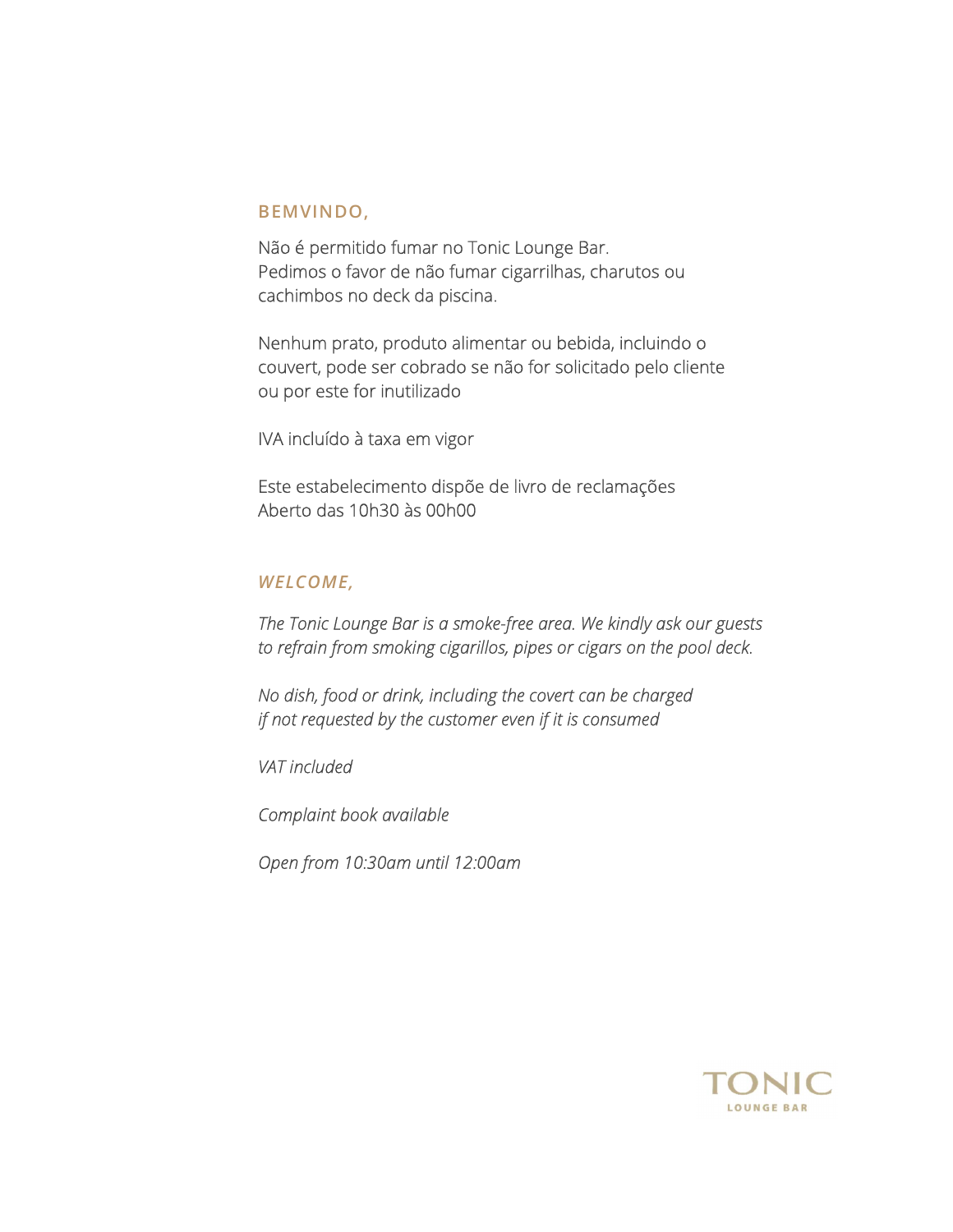## BEMVINDO,

Não é permitido fumar no Tonic Lounge Bar.
Pedimos o favor de não fumar cigarrilhas, charutos ou cachimbos no deck da piscina.

Nenhum prato, produto alimentar ou bebida, incluindo o couvert, pode ser cobrado se não for solicitado pelo cliente ou por este for inutilizado

IVA incluído à taxa em vigor

Este estabelecimento dispõe de livro de reclamações
Aberto das 10h30 às 00h00

## *WELCOME,*

*The Tonic Lounge Bar is a smoke-free area. We kindly ask our guests to refrain from smoking cigarillos, pipes or cigars on the pool deck.*

*No dish, food or drink, including the covert can be charged if not requested by the customer even if it is consumed*

*VAT included*

*Complaint book available*

*Open from 10:30am until 12:00am*

TONIC
LOUNGE BAR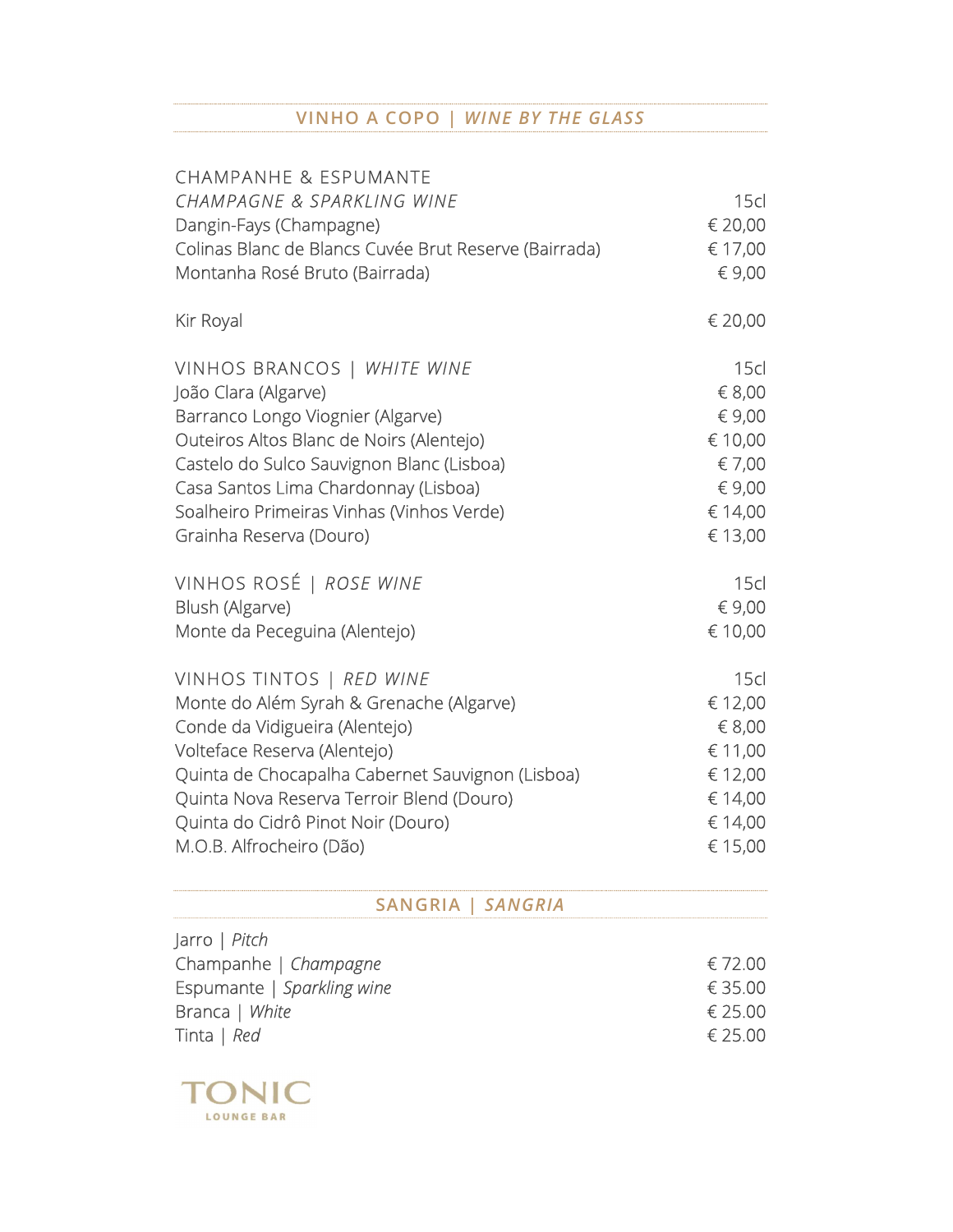## VINHO A COPO | *WINE BY THE GLASS*

| CHAMPANHE & ESPUMANTE<br>*CHAMPAGNE & SPARKLING WINE* | 15cl |
| --- | --- |
| Dangin-Fays (Champagne) | € 20,00 |
| Colinas Blanc de Blancs Cuvée Brut Reserve (Bairrada) | € 17,00 |
| Montanha Rosé Bruto (Bairrada) | € 9,00 |
| | |
| Kir Royal | € 20,00 |

| VINHOS BRANCOS \| *WHITE WINE* | 15cl |
| --- | --- |
| João Clara (Algarve) | € 8,00 |
| Barranco Longo Viognier (Algarve) | € 9,00 |
| Outeiros Altos Blanc de Noirs (Alentejo) | € 10,00 |
| Castelo do Sulco Sauvignon Blanc (Lisboa) | € 7,00 |
| Casa Santos Lima Chardonnay (Lisboa) | € 9,00 |
| Soalheiro Primeiras Vinhas (Vinhos Verde) | € 14,00 |
| Grainha Reserva (Douro) | € 13,00 |

| VINHOS ROSÉ \| *ROSE WINE* | 15cl |
| --- | --- |
| Blush (Algarve) | € 9,00 |
| Monte da Peceguina (Alentejo) | € 10,00 |

| VINHOS TINTOS \| *RED WINE* | 15cl |
| --- | --- |
| Monte do Além Syrah & Grenache (Algarve) | € 12,00 |
| Conde da Vidigueira (Alentejo) | € 8,00 |
| Volteface Reserva (Alentejo) | € 11,00 |
| Quinta de Chocapalha Cabernet Sauvignon (Lisboa) | € 12,00 |
| Quinta Nova Reserva Terroir Blend (Douro) | € 14,00 |
| Quinta do Cidrô Pinot Noir (Douro) | € 14,00 |
| M.O.B. Alfrocheiro (Dão) | € 15,00 |

## SANGRIA | *SANGRIA*

| Jarro \| *Pitch* | |
| --- | --- |
| Champanhe \| *Champagne* | € 72.00 |
| Espumante \| *Sparkling wine* | € 35.00 |
| Branca \| *White* | € 25.00 |
| Tinta \| *Red* | € 25.00 |

TONIC
LOUNGE BAR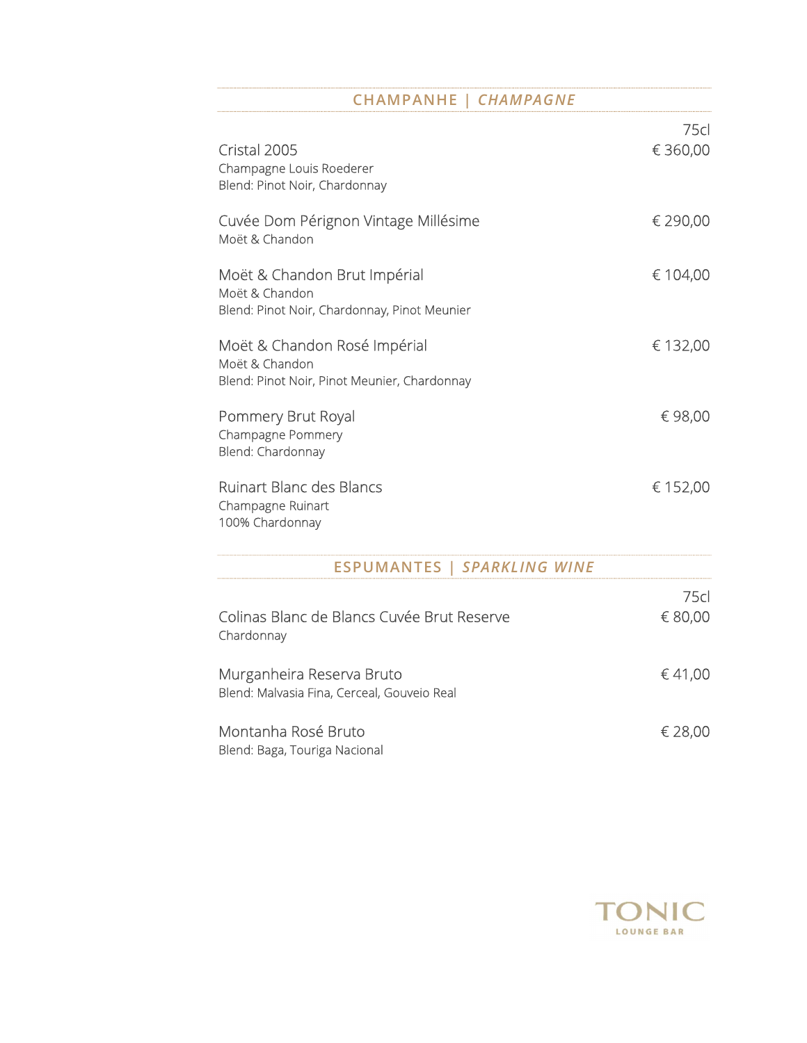## CHAMPANHE | *CHAMPAGNE*

75cl

**Cristal 2005** — € 360,00
Champagne Louis Roederer
Blend: Pinot Noir, Chardonnay

**Cuvée Dom Pérignon Vintage Millésime** — € 290,00
Moët & Chandon

**Moët & Chandon Brut Impérial** — € 104,00
Moët & Chandon
Blend: Pinot Noir, Chardonnay, Pinot Meunier

**Moët & Chandon Rosé Impérial** — € 132,00
Moët & Chandon
Blend: Pinot Noir, Pinot Meunier, Chardonnay

**Pommery Brut Royal** — € 98,00
Champagne Pommery
Blend: Chardonnay

**Ruinart Blanc des Blancs** — € 152,00
Champagne Ruinart
100% Chardonnay

## ESPUMANTES | *SPARKLING WINE*

75cl

**Colinas Blanc de Blancs Cuvée Brut Reserve** — € 80,00
Chardonnay

**Murganheira Reserva Bruto** — € 41,00
Blend: Malvasia Fina, Cerceal, Gouveio Real

**Montanha Rosé Bruto** — € 28,00
Blend: Baga, Touriga Nacional

TONIC
LOUNGE BAR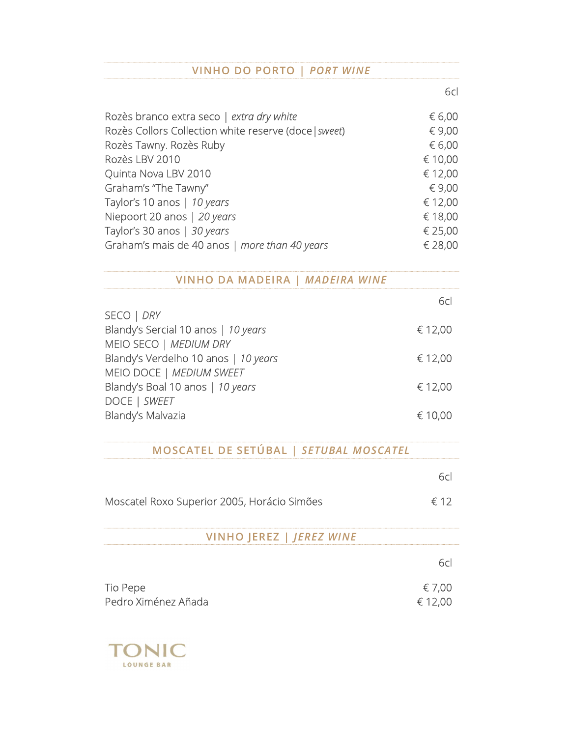## VINHO DO PORTO | *PORT WINE*

| | 6cl |
|---|---|
| Rozès branco extra seco \| *extra dry white* | € 6,00 |
| Rozès Collors Collection white reserve (doce\|*sweet*) | € 9,00 |
| Rozès Tawny. Rozès Ruby | € 6,00 |
| Rozès LBV 2010 | € 10,00 |
| Quinta Nova LBV 2010 | € 12,00 |
| Graham's "The Tawny" | € 9,00 |
| Taylor's 10 anos \| *10 years* | € 12,00 |
| Niepoort 20 anos \| *20 years* | € 18,00 |
| Taylor's 30 anos \| *30 years* | € 25,00 |
| Graham's mais de 40 anos \| *more than 40 years* | € 28,00 |

## VINHO DA MADEIRA | *MADEIRA WINE*

| | 6cl |
|---|---|
| SECO \| *DRY* | |
| Blandy's Sercial 10 anos \| *10 years* | € 12,00 |
| MEIO SECO \| *MEDIUM DRY* | |
| Blandy's Verdelho 10 anos \| *10 years* | € 12,00 |
| MEIO DOCE \| *MEDIUM SWEET* | |
| Blandy's Boal 10 anos \| *10 years* | € 12,00 |
| DOCE \| *SWEET* | |
| Blandy's Malvazia | € 10,00 |

## MOSCATEL DE SETÚBAL | *SETUBAL MOSCATEL*

| | 6cl |
|---|---|
| Moscatel Roxo Superior 2005, Horácio Simões | € 12 |

## VINHO JEREZ | *JEREZ WINE*

| | 6cl |
|---|---|
| Tio Pepe | € 7,00 |
| Pedro Ximénez Añada | € 12,00 |

TONIC
LOUNGE BAR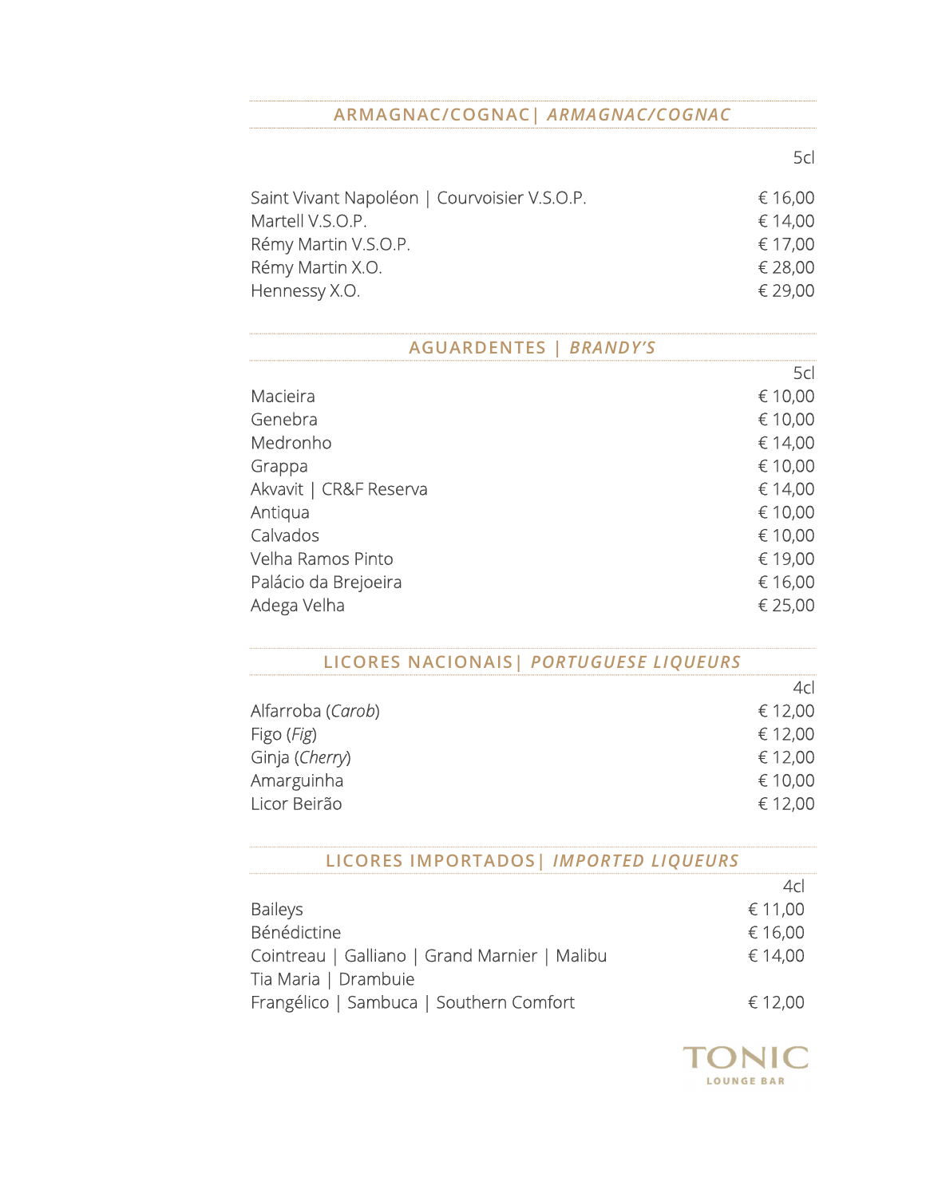## ARMAGNAC/COGNAC | *ARMAGNAC/COGNAC*

| | 5cl |
|---|---|
| Saint Vivant Napoléon \| Courvoisier V.S.O.P. | € 16,00 |
| Martell V.S.O.P. | € 14,00 |
| Rémy Martin V.S.O.P. | € 17,00 |
| Rémy Martin X.O. | € 28,00 |
| Hennessy X.O. | € 29,00 |

## AGUARDENTES | *BRANDY'S*

| | 5cl |
|---|---|
| Macieira | € 10,00 |
| Genebra | € 10,00 |
| Medronho | € 14,00 |
| Grappa | € 10,00 |
| Akvavit \| CR&F Reserva | € 14,00 |
| Antiqua | € 10,00 |
| Calvados | € 10,00 |
| Velha Ramos Pinto | € 19,00 |
| Palácio da Brejoeira | € 16,00 |
| Adega Velha | € 25,00 |

## LICORES NACIONAIS | *PORTUGUESE LIQUEURS*

| | 4cl |
|---|---|
| Alfarroba (*Carob*) | € 12,00 |
| Figo (*Fig*) | € 12,00 |
| Ginja (*Cherry*) | € 12,00 |
| Amarguinha | € 10,00 |
| Licor Beirão | € 12,00 |

## LICORES IMPORTADOS | *IMPORTED LIQUEURS*

| | 4cl |
|---|---|
| Baileys | € 11,00 |
| Bénédictine | € 16,00 |
| Cointreau \| Galliano \| Grand Marnier \| Malibu Tia Maria \| Drambuie | € 14,00 |
| Frangélico \| Sambuca \| Southern Comfort | € 12,00 |

TONIC
LOUNGE BAR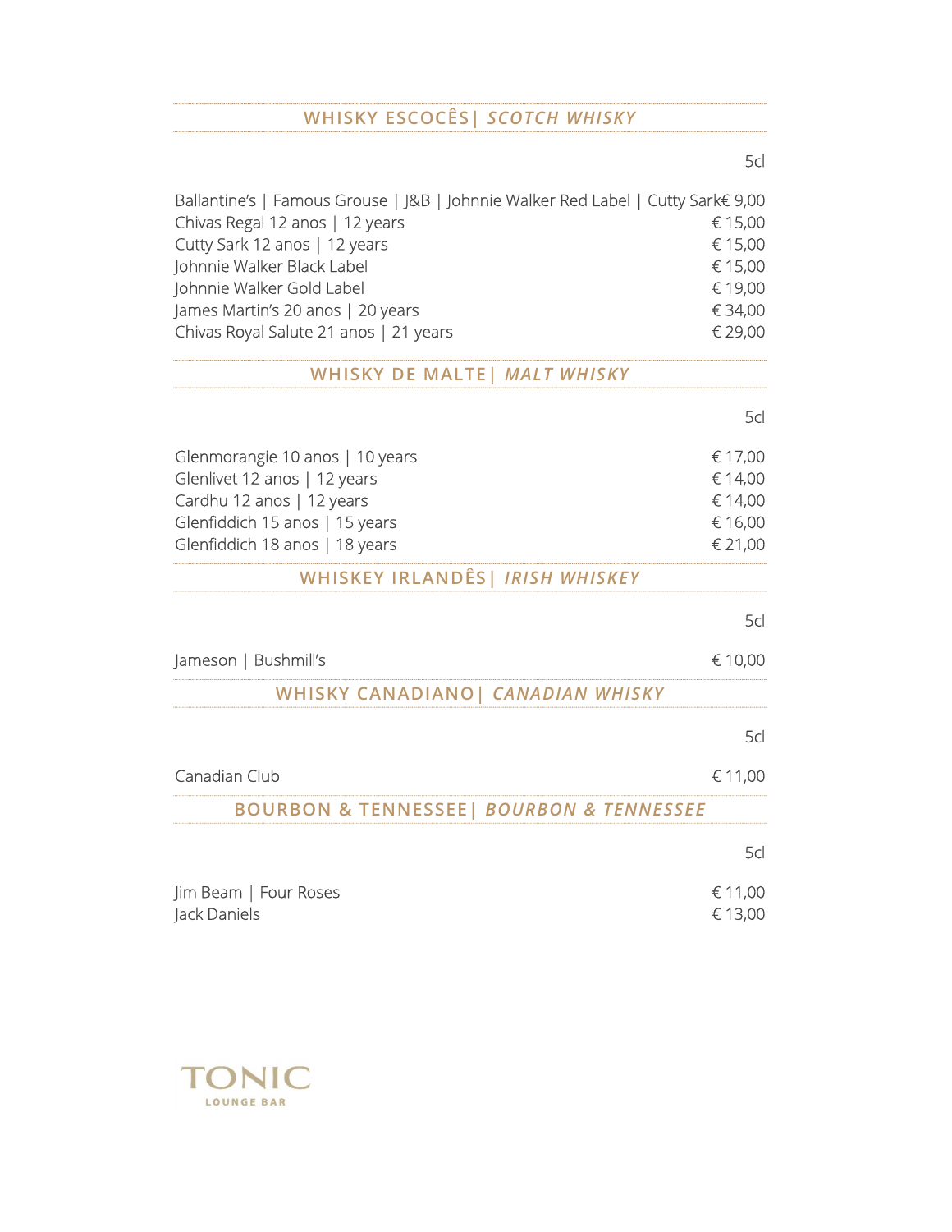## WHISKY ESCOCÊS| *SCOTCH WHISKY*

| | 5cl |
|---|---|
| Ballantine's \| Famous Grouse \| J&B \| Johnnie Walker Red Label \| Cutty Sark | € 9,00 |
| Chivas Regal 12 anos \| 12 years | € 15,00 |
| Cutty Sark 12 anos \| 12 years | € 15,00 |
| Johnnie Walker Black Label | € 15,00 |
| Johnnie Walker Gold Label | € 19,00 |
| James Martin's 20 anos \| 20 years | € 34,00 |
| Chivas Royal Salute 21 anos \| 21 years | € 29,00 |

## WHISKY DE MALTE| *MALT WHISKY*

| | 5cl |
|---|---|
| Glenmorangie 10 anos \| 10 years | € 17,00 |
| Glenlivet 12 anos \| 12 years | € 14,00 |
| Cardhu 12 anos \| 12 years | € 14,00 |
| Glenfiddich 15 anos \| 15 years | € 16,00 |
| Glenfiddich 18 anos \| 18 years | € 21,00 |

## WHISKEY IRLANDÊS| *IRISH WHISKEY*

| | 5cl |
|---|---|
| Jameson \| Bushmill's | € 10,00 |

## WHISKY CANADIANO| *CANADIAN WHISKY*

| | 5cl |
|---|---|
| Canadian Club | € 11,00 |

## BOURBON & TENNESSEE| *BOURBON & TENNESSEE*

| | 5cl |
|---|---|
| Jim Beam \| Four Roses | € 11,00 |
| Jack Daniels | € 13,00 |

TONIC
LOUNGE BAR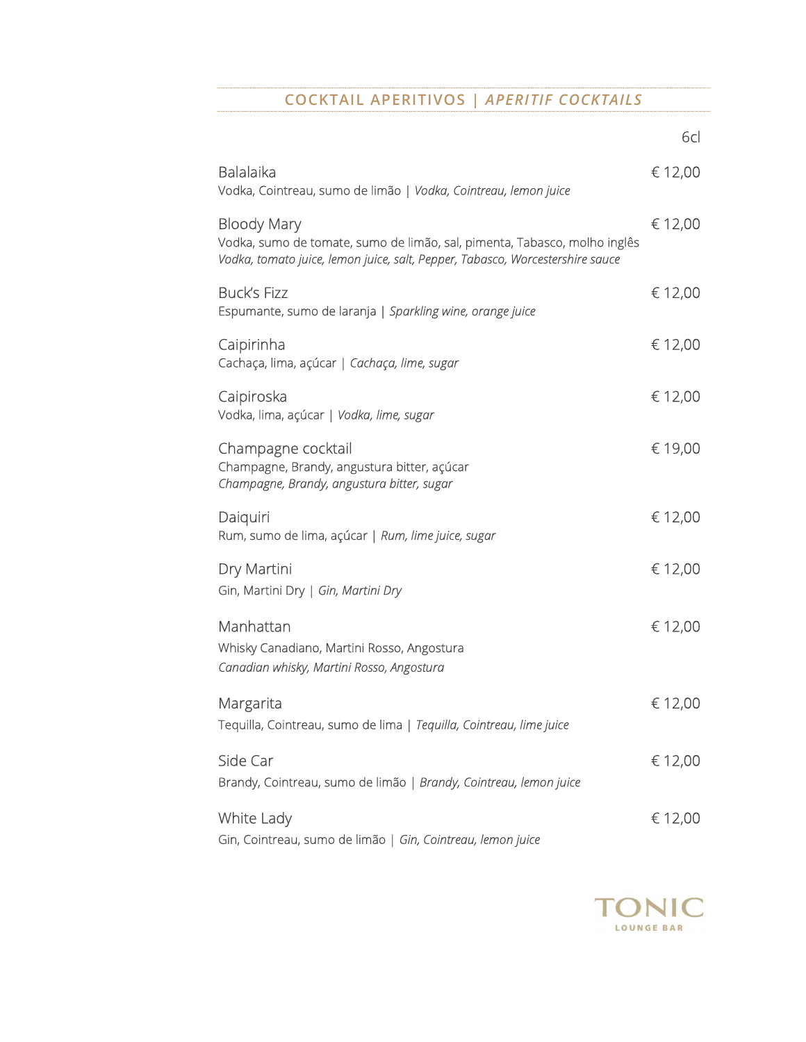## COCKTAIL APERITIVOS | *APERITIF COCKTAILS*

6cl

**Balalaika** — € 12,00
Vodka, Cointreau, sumo de limão | *Vodka, Cointreau, lemon juice*

**Bloody Mary** — € 12,00
Vodka, sumo de tomate, sumo de limão, sal, pimenta, Tabasco, molho inglês
*Vodka, tomato juice, lemon juice, salt, Pepper, Tabasco, Worcestershire sauce*

**Buck's Fizz** — € 12,00
Espumante, sumo de laranja | *Sparkling wine, orange juice*

**Caipirinha** — € 12,00
Cachaça, lima, açúcar | *Cachaça, lime, sugar*

**Caipiroska** — € 12,00
Vodka, lima, açúcar | *Vodka, lime, sugar*

**Champagne cocktail** — € 19,00
Champagne, Brandy, angustura bitter, açúcar
*Champagne, Brandy, angustura bitter, sugar*

**Daiquiri** — € 12,00
Rum, sumo de lima, açúcar | *Rum, lime juice, sugar*

**Dry Martini** — € 12,00
Gin, Martini Dry | *Gin, Martini Dry*

**Manhattan** — € 12,00
Whisky Canadiano, Martini Rosso, Angostura
*Canadian whisky, Martini Rosso, Angostura*

**Margarita** — € 12,00
Tequilla, Cointreau, sumo de lima | *Tequilla, Cointreau, lime juice*

**Side Car** — € 12,00
Brandy, Cointreau, sumo de limão | *Brandy, Cointreau, lemon juice*

**White Lady** — € 12,00
Gin, Cointreau, sumo de limão | *Gin, Cointreau, lemon juice*

TONIC
LOUNGE BAR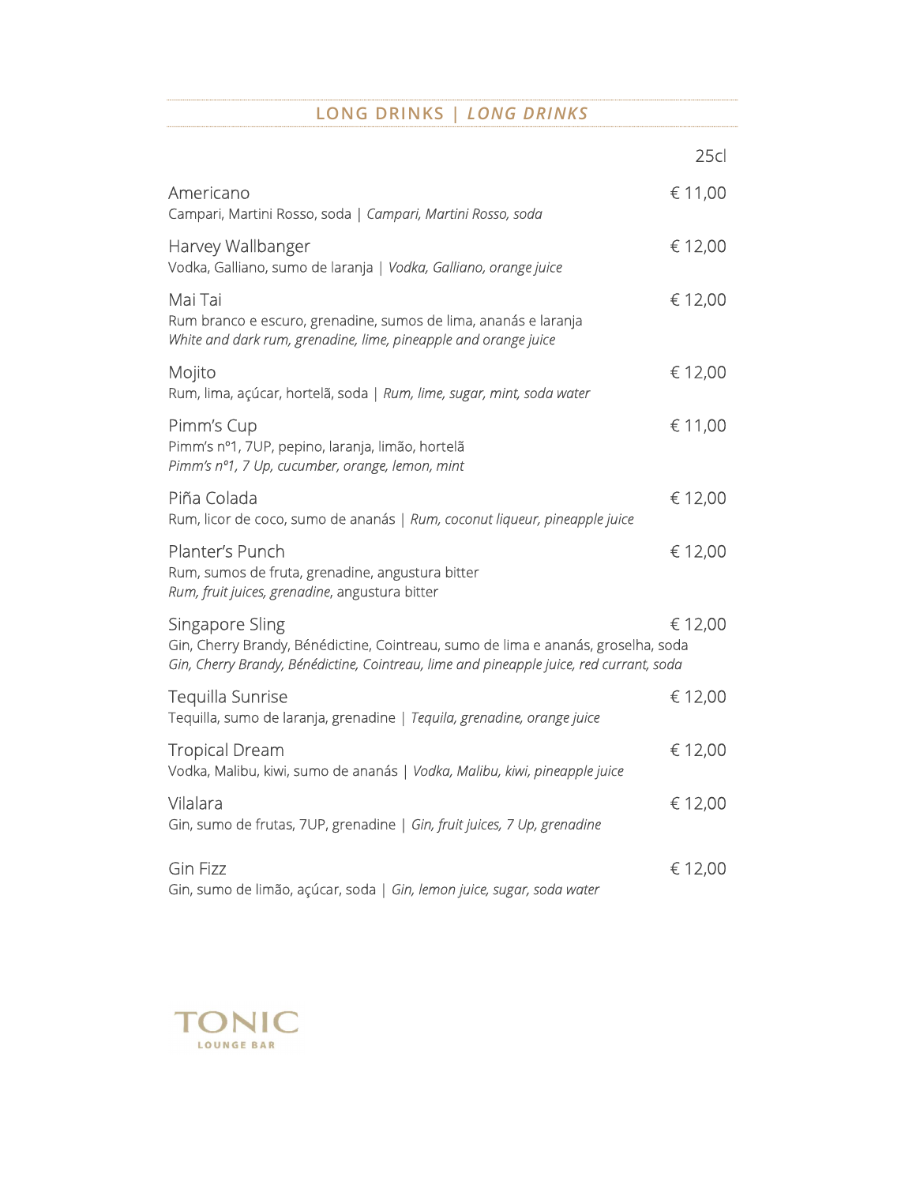## LONG DRINKS | *LONG DRINKS*

| | 25cl |
|---|---|
| Americano<br>Campari, Martini Rosso, soda \| *Campari, Martini Rosso, soda* | € 11,00 |
| Harvey Wallbanger<br>Vodka, Galliano, sumo de laranja \| *Vodka, Galliano, orange juice* | € 12,00 |
| Mai Tai<br>Rum branco e escuro, grenadine, sumos de lima, ananás e laranja<br>*White and dark rum, grenadine, lime, pineapple and orange juice* | € 12,00 |
| Mojito<br>Rum, lima, açúcar, hortelã, soda \| *Rum, lime, sugar, mint, soda water* | € 12,00 |
| Pimm's Cup<br>Pimm's nº1, 7UP, pepino, laranja, limão, hortelã<br>*Pimm's nº1, 7 Up, cucumber, orange, lemon, mint* | € 11,00 |
| Piña Colada<br>Rum, licor de coco, sumo de ananás \| *Rum, coconut liqueur, pineapple juice* | € 12,00 |
| Planter's Punch<br>Rum, sumos de fruta, grenadine, angustura bitter<br>*Rum, fruit juices, grenadine*, angustura bitter | € 12,00 |
| Singapore Sling<br>Gin, Cherry Brandy, Bénédictine, Cointreau, sumo de lima e ananás, groselha, soda<br>*Gin, Cherry Brandy, Bénédictine, Cointreau, lime and pineapple juice, red currant, soda* | € 12,00 |
| Tequilla Sunrise<br>Tequilla, sumo de laranja, grenadine \| *Tequila, grenadine, orange juice* | € 12,00 |
| Tropical Dream<br>Vodka, Malibu, kiwi, sumo de ananás \| *Vodka, Malibu, kiwi, pineapple juice* | € 12,00 |
| Vilalara<br>Gin, sumo de frutas, 7UP, grenadine \| *Gin, fruit juices, 7 Up, grenadine* | € 12,00 |
| Gin Fizz<br>Gin, sumo de limão, açúcar, soda \| *Gin, lemon juice, sugar, soda water* | € 12,00 |

TONIC
LOUNGE BAR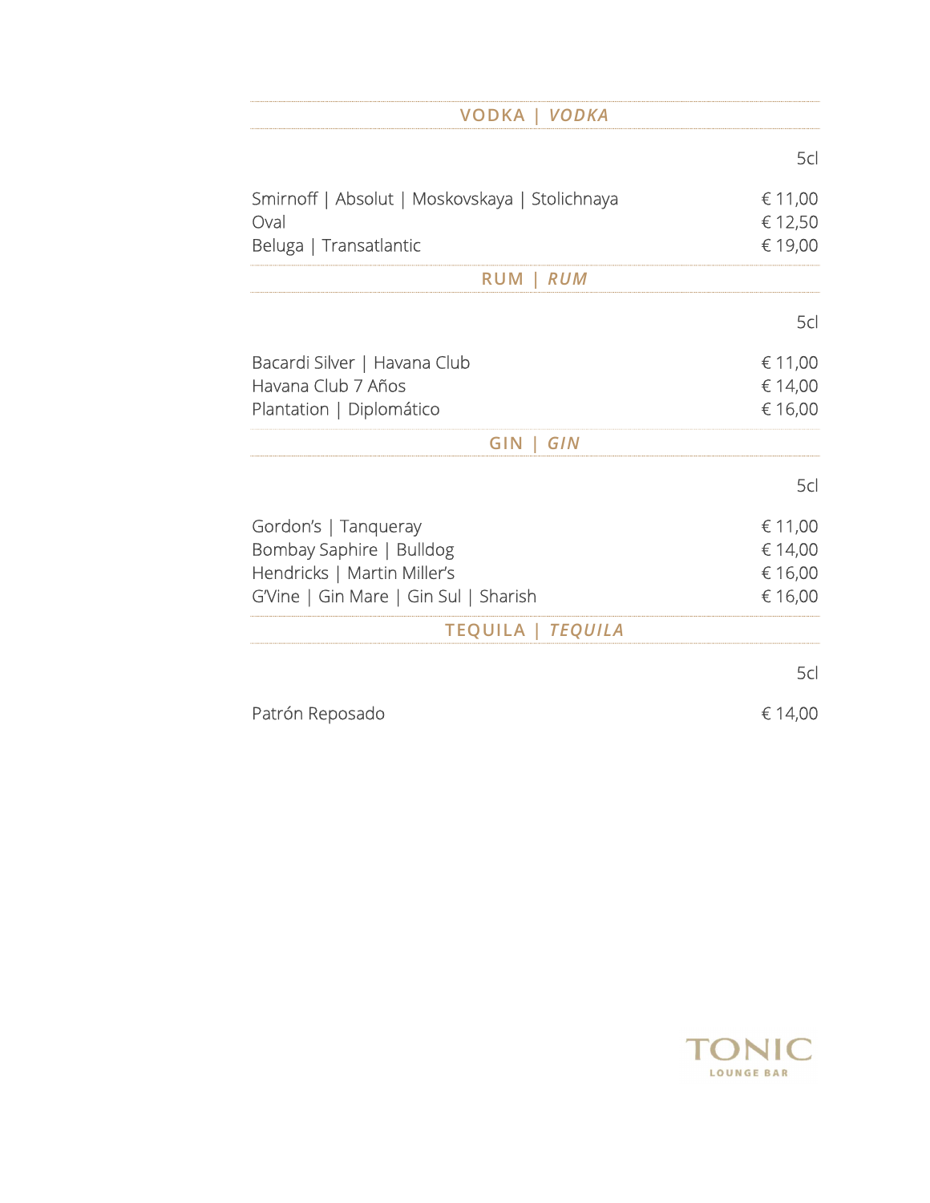## VODKA | *VODKA*

| | 5cl |
|---|---|
| Smirnoff \| Absolut \| Moskovskaya \| Stolichnaya | € 11,00 |
| Oval | € 12,50 |
| Beluga \| Transatlantic | € 19,00 |

## RUM | *RUM*

| | 5cl |
|---|---|
| Bacardi Silver \| Havana Club | € 11,00 |
| Havana Club 7 Años | € 14,00 |
| Plantation \| Diplomático | € 16,00 |

## GIN | *GIN*

| | 5cl |
|---|---|
| Gordon's \| Tanqueray | € 11,00 |
| Bombay Saphire \| Bulldog | € 14,00 |
| Hendricks \| Martin Miller's | € 16,00 |
| G'Vine \| Gin Mare \| Gin Sul \| Sharish | € 16,00 |

## TEQUILA | *TEQUILA*

| | 5cl |
|---|---|
| Patrón Reposado | € 14,00 |

TONIC
LOUNGE BAR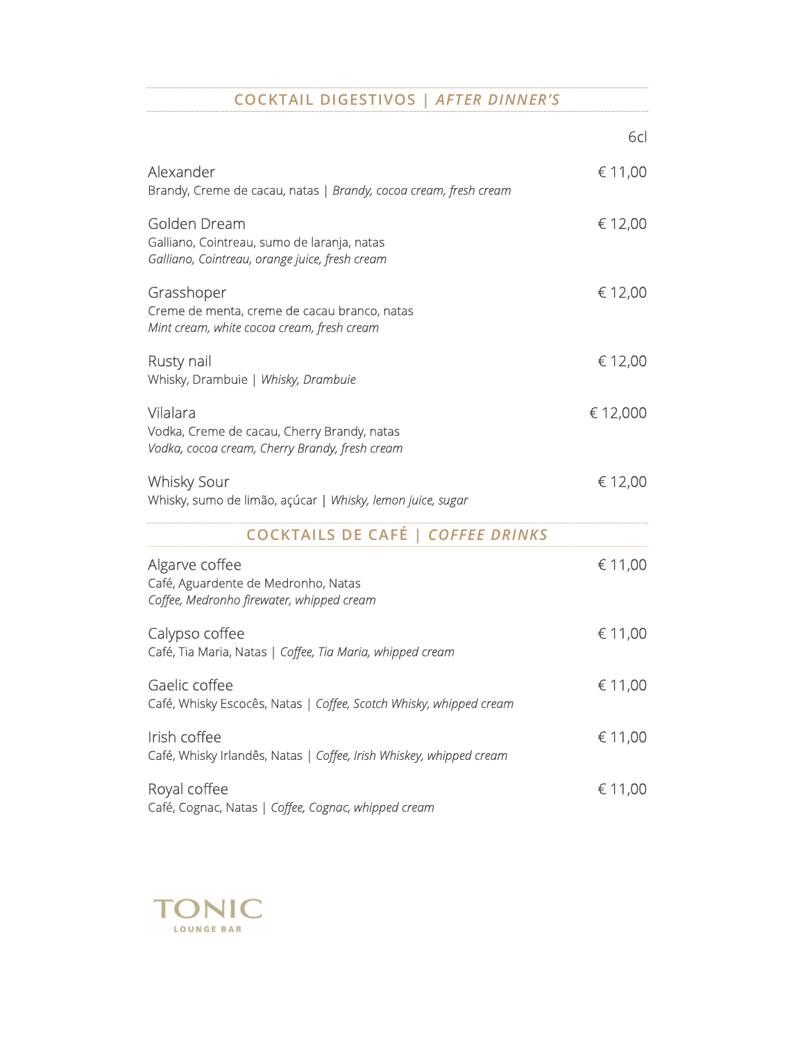## COCKTAIL DIGESTIVOS | *AFTER DINNER'S*

6cl

**Alexander** — € 11,00
Brandy, Creme de cacau, natas | *Brandy, cocoa cream, fresh cream*

**Golden Dream** — € 12,00
Galliano, Cointreau, sumo de laranja, natas
*Galliano, Cointreau, orange juice, fresh cream*

**Grasshoper** — € 12,00
Creme de menta, creme de cacau branco, natas
*Mint cream, white cocoa cream, fresh cream*

**Rusty nail** — € 12,00
Whisky, Drambuie | *Whisky, Drambuie*

**Vilalara** — € 12,000
Vodka, Creme de cacau, Cherry Brandy, natas
*Vodka, cocoa cream, Cherry Brandy, fresh cream*

**Whisky Sour** — € 12,00
Whisky, sumo de limão, açúcar | *Whisky, lemon juice, sugar*

## COCKTAILS DE CAFÉ | *COFFEE DRINKS*

**Algarve coffee** — € 11,00
Café, Aguardente de Medronho, Natas
*Coffee, Medronho firewater, whipped cream*

**Calypso coffee** — € 11,00
Café, Tia Maria, Natas | *Coffee, Tia Maria, whipped cream*

**Gaelic coffee** — € 11,00
Café, Whisky Escocês, Natas | *Coffee, Scotch Whisky, whipped cream*

**Irish coffee** — € 11,00
Café, Whisky Irlandês, Natas | *Coffee, Irish Whiskey, whipped cream*

**Royal coffee** — € 11,00
Café, Cognac, Natas | *Coffee, Cognac, whipped cream*

TONIC
LOUNGE BAR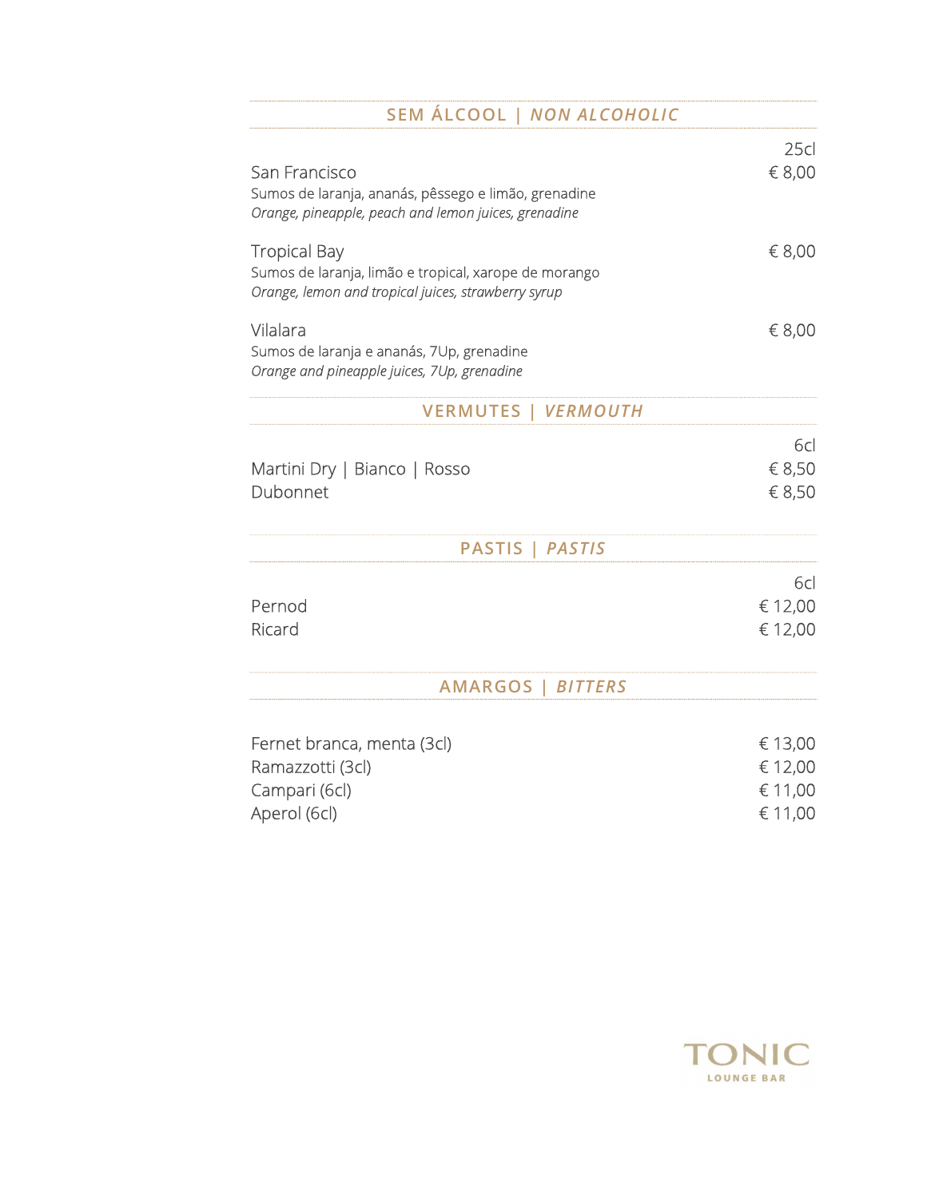## SEM ÁLCOOL | *NON ALCOHOLIC*

| | 25cl |
|---|---|
| San Francisco<br>Sumos de laranja, ananás, pêssego e limão, grenadine<br>*Orange, pineapple, peach and lemon juices, grenadine* | € 8,00 |
| Tropical Bay<br>Sumos de laranja, limão e tropical, xarope de morango<br>*Orange, lemon and tropical juices, strawberry syrup* | € 8,00 |
| Vilalara<br>Sumos de laranja e ananás, 7Up, grenadine<br>*Orange and pineapple juices, 7Up, grenadine* | € 8,00 |

## VERMUTES | *VERMOUTH*

| | 6cl |
|---|---|
| Martini Dry \| Bianco \| Rosso | € 8,50 |
| Dubonnet | € 8,50 |

## PASTIS | *PASTIS*

| | 6cl |
|---|---|
| Pernod | € 12,00 |
| Ricard | € 12,00 |

## AMARGOS | *BITTERS*

| | |
|---|---|
| Fernet branca, menta (3cl) | € 13,00 |
| Ramazzotti (3cl) | € 12,00 |
| Campari (6cl) | € 11,00 |
| Aperol (6cl) | € 11,00 |

TONIC
LOUNGE BAR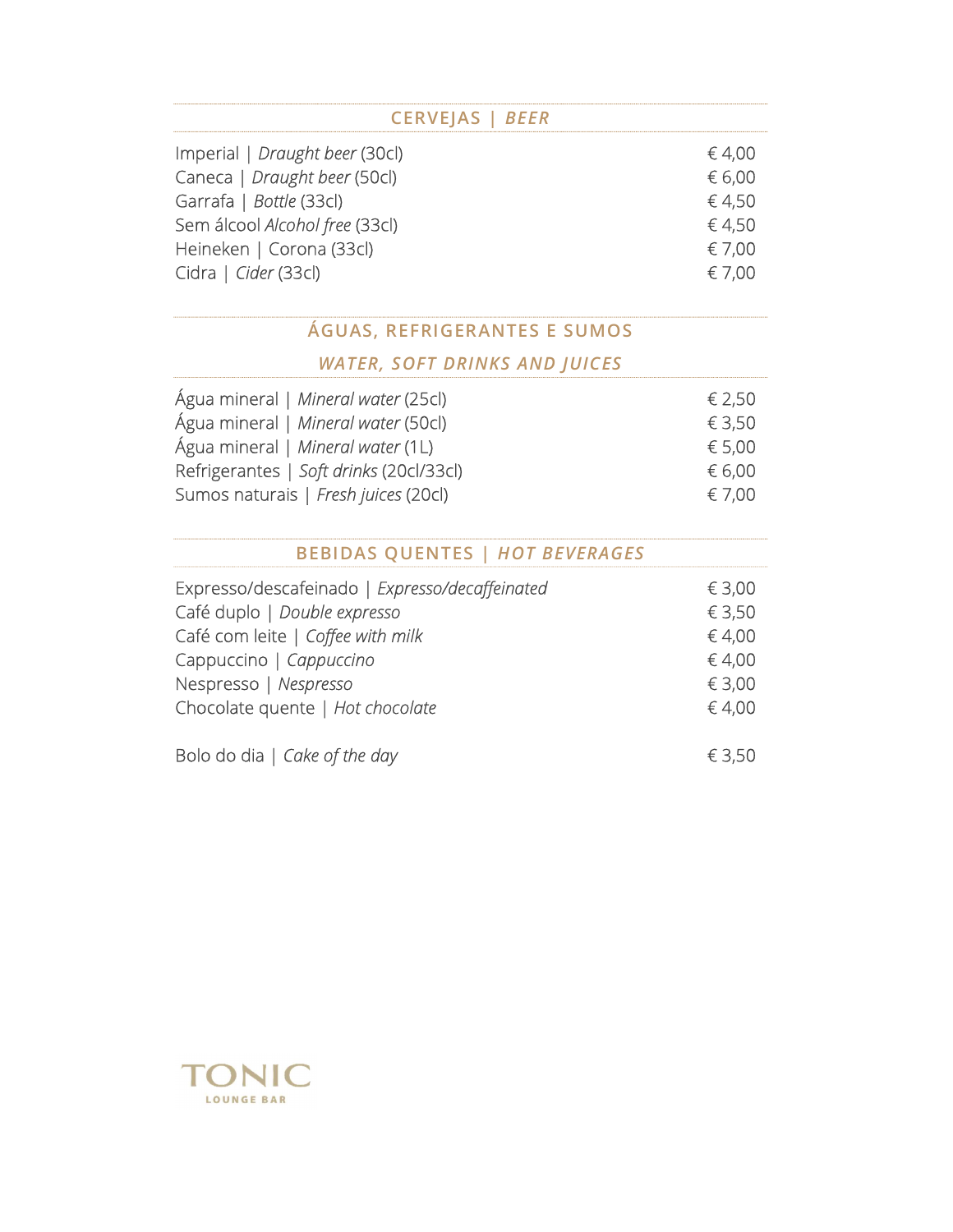## CERVEJAS | *BEER*

| | |
|---|---|
| Imperial \| *Draught beer* (30cl) | € 4,00 |
| Caneca \| *Draught beer* (50cl) | € 6,00 |
| Garrafa \| *Bottle* (33cl) | € 4,50 |
| Sem álcool *Alcohol free* (33cl) | € 4,50 |
| Heineken \| Corona (33cl) | € 7,00 |
| Cidra \| *Cider* (33cl) | € 7,00 |

## ÁGUAS, REFRIGERANTES E SUMOS

## *WATER, SOFT DRINKS AND JUICES*

| | |
|---|---|
| Água mineral \| *Mineral water* (25cl) | € 2,50 |
| Água mineral \| *Mineral water* (50cl) | € 3,50 |
| Água mineral \| *Mineral water* (1L) | € 5,00 |
| Refrigerantes \| *Soft drinks* (20cl/33cl) | € 6,00 |
| Sumos naturais \| *Fresh juices* (20cl) | € 7,00 |

## BEBIDAS QUENTES | *HOT BEVERAGES*

| | |
|---|---|
| Expresso/descafeinado \| *Expresso/decaffeinated* | € 3,00 |
| Café duplo \| *Double expresso* | € 3,50 |
| Café com leite \| *Coffee with milk* | € 4,00 |
| Cappuccino \| *Cappuccino* | € 4,00 |
| Nespresso \| *Nespresso* | € 3,00 |
| Chocolate quente \| *Hot chocolate* | € 4,00 |
| Bolo do dia \| *Cake of the day* | € 3,50 |

TONIC
LOUNGE BAR